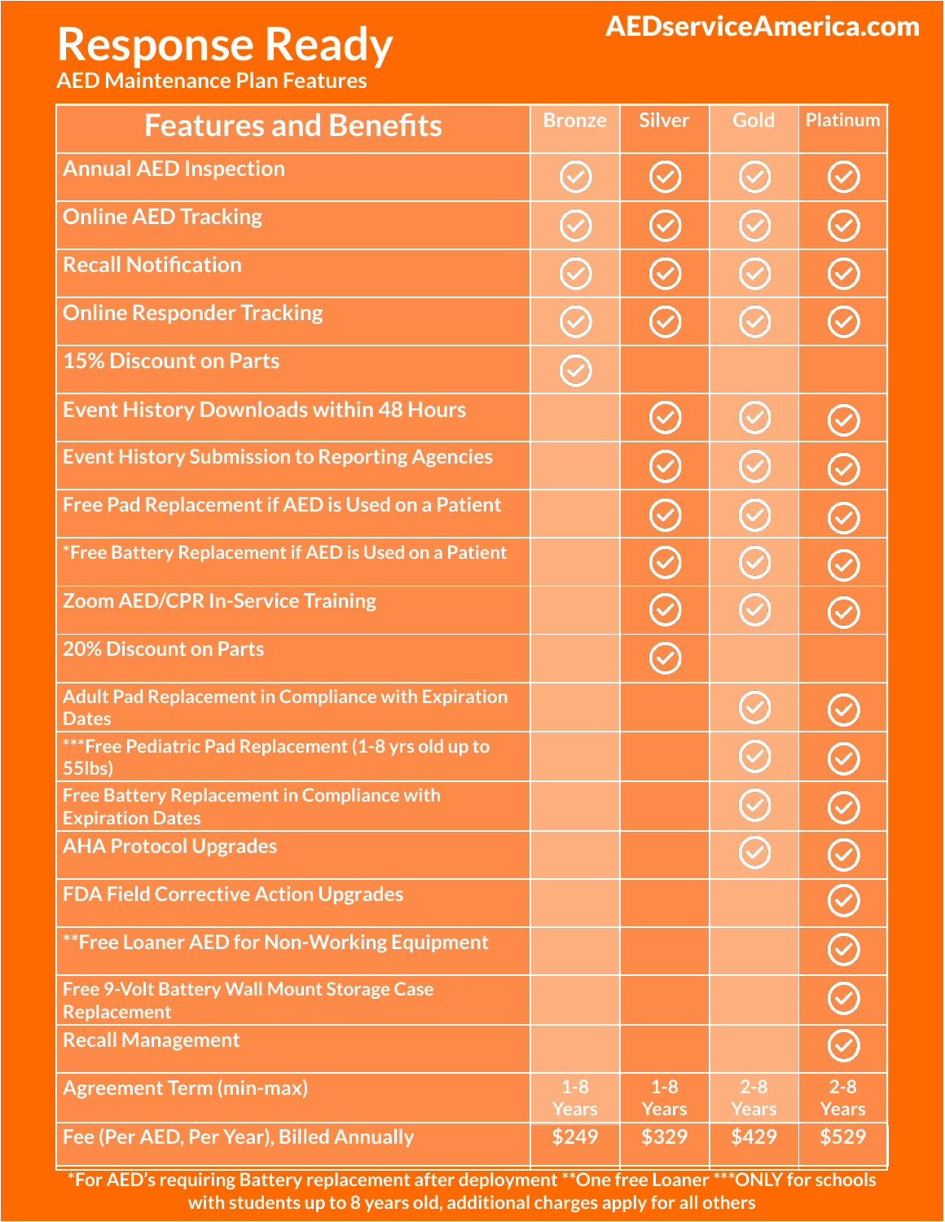# Response Ready

AED Maintenance Plan Features

AEDserviceAmerica.com

| Features and Benefits | Bronze | Silver | Gold | Platinum |
|---|---|---|---|---|
| Annual AED Inspection | ✓ | ✓ | ✓ | ✓ |
| Online AED Tracking | ✓ | ✓ | ✓ | ✓ |
| Recall Notification | ✓ | ✓ | ✓ | ✓ |
| Online Responder Tracking | ✓ | ✓ | ✓ | ✓ |
| 15% Discount on Parts | ✓ | | | |
| Event History Downloads within 48 Hours | | ✓ | ✓ | ✓ |
| Event History Submission to Reporting Agencies | | ✓ | ✓ | ✓ |
| Free Pad Replacement if AED is Used on a Patient | | ✓ | ✓ | ✓ |
| *Free Battery Replacement if AED is Used on a Patient | | ✓ | ✓ | ✓ |
| Zoom AED/CPR In-Service Training | | ✓ | ✓ | ✓ |
| 20% Discount on Parts | | ✓ | | |
| Adult Pad Replacement in Compliance with Expiration Dates | | | ✓ | ✓ |
| ***Free Pediatric Pad Replacement (1-8 yrs old up to 55lbs) | | | ✓ | ✓ |
| Free Battery Replacement in Compliance with Expiration Dates | | | ✓ | ✓ |
| AHA Protocol Upgrades | | | ✓ | ✓ |
| FDA Field Corrective Action Upgrades | | | | ✓ |
| **Free Loaner AED for Non-Working Equipment | | | | ✓ |
| Free 9-Volt Battery Wall Mount Storage Case Replacement | | | | ✓ |
| Recall Management | | | | ✓ |
| Agreement Term (min-max) | 1-8 Years | 1-8 Years | 2-8 Years | 2-8 Years |
| Fee (Per AED, Per Year), Billed Annually | $249 | $329 | $429 | $529 |

*For AED's requiring Battery replacement after deployment **One free Loaner ***ONLY for schools with students up to 8 years old, additional charges apply for all others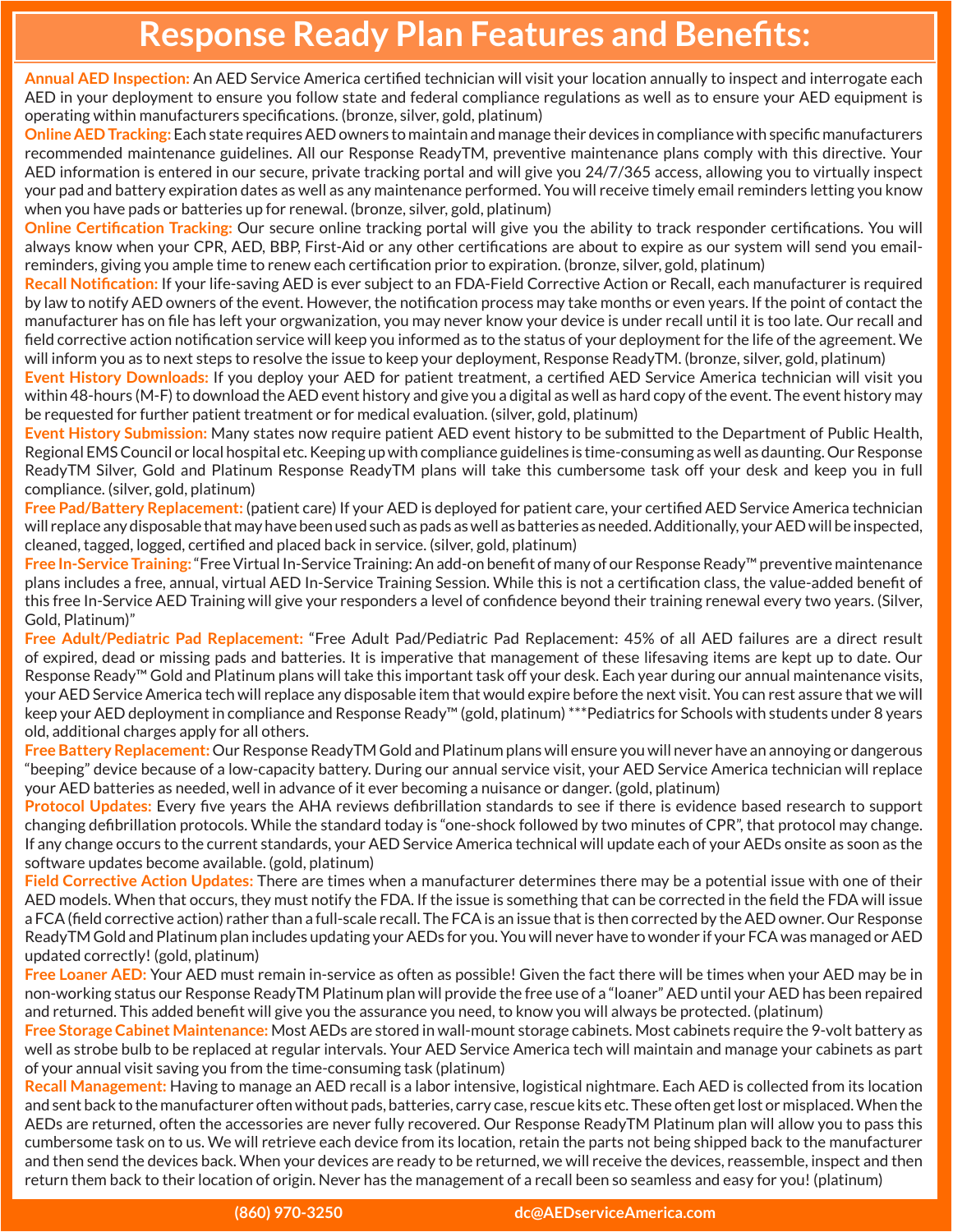# Response Ready Plan Features and Benefits:

**Annual AED Inspection:** An AED Service America certified technician will visit your location annually to inspect and interrogate each AED in your deployment to ensure you follow state and federal compliance regulations as well as to ensure your AED equipment is operating within manufacturers specifications. (bronze, silver, gold, platinum)

**Online AED Tracking:** Each state requires AED owners to maintain and manage their devices in compliance with specific manufacturers recommended maintenance guidelines. All our Response ReadyTM, preventive maintenance plans comply with this directive. Your AED information is entered in our secure, private tracking portal and will give you 24/7/365 access, allowing you to virtually inspect your pad and battery expiration dates as well as any maintenance performed. You will receive timely email reminders letting you know when you have pads or batteries up for renewal. (bronze, silver, gold, platinum)

**Online Certification Tracking:** Our secure online tracking portal will give you the ability to track responder certifications. You will always know when your CPR, AED, BBP, First-Aid or any other certifications are about to expire as our system will send you email-reminders, giving you ample time to renew each certification prior to expiration. (bronze, silver, gold, platinum)

**Recall Notification:** If your life-saving AED is ever subject to an FDA-Field Corrective Action or Recall, each manufacturer is required by law to notify AED owners of the event. However, the notification process may take months or even years. If the point of contact the manufacturer has on file has left your orgwanization, you may never know your device is under recall until it is too late. Our recall and field corrective action notification service will keep you informed as to the status of your deployment for the life of the agreement. We will inform you as to next steps to resolve the issue to keep your deployment, Response ReadyTM. (bronze, silver, gold, platinum)

**Event History Downloads:** If you deploy your AED for patient treatment, a certified AED Service America technician will visit you within 48-hours (M-F) to download the AED event history and give you a digital as well as hard copy of the event. The event history may be requested for further patient treatment or for medical evaluation. (silver, gold, platinum)

**Event History Submission:** Many states now require patient AED event history to be submitted to the Department of Public Health, Regional EMS Council or local hospital etc. Keeping up with compliance guidelines is time-consuming as well as daunting. Our Response ReadyTM Silver, Gold and Platinum Response ReadyTM plans will take this cumbersome task off your desk and keep you in full compliance. (silver, gold, platinum)

**Free Pad/Battery Replacement:** (patient care) If your AED is deployed for patient care, your certified AED Service America technician will replace any disposable that may have been used such as pads as well as batteries as needed. Additionally, your AED will be inspected, cleaned, tagged, logged, certified and placed back in service. (silver, gold, platinum)

**Free In-Service Training:** "Free Virtual In-Service Training: An add-on benefit of many of our Response Ready™ preventive maintenance plans includes a free, annual, virtual AED In-Service Training Session. While this is not a certification class, the value-added benefit of this free In-Service AED Training will give your responders a level of confidence beyond their training renewal every two years. (Silver, Gold, Platinum)"

**Free Adult/Pediatric Pad Replacement:** "Free Adult Pad/Pediatric Pad Replacement: 45% of all AED failures are a direct result of expired, dead or missing pads and batteries. It is imperative that management of these lifesaving items are kept up to date. Our Response Ready™ Gold and Platinum plans will take this important task off your desk. Each year during our annual maintenance visits, your AED Service America tech will replace any disposable item that would expire before the next visit. You can rest assure that we will keep your AED deployment in compliance and Response Ready™ (gold, platinum) ***Pediatrics for Schools with students under 8 years old, additional charges apply for all others.

**Free Battery Replacement:** Our Response ReadyTM Gold and Platinum plans will ensure you will never have an annoying or dangerous "beeping" device because of a low-capacity battery. During our annual service visit, your AED Service America technician will replace your AED batteries as needed, well in advance of it ever becoming a nuisance or danger. (gold, platinum)

**Protocol Updates:** Every five years the AHA reviews defibrillation standards to see if there is evidence based research to support changing defibrillation protocols. While the standard today is "one-shock followed by two minutes of CPR", that protocol may change. If any change occurs to the current standards, your AED Service America technical will update each of your AEDs onsite as soon as the software updates become available. (gold, platinum)

**Field Corrective Action Updates:** There are times when a manufacturer determines there may be a potential issue with one of their AED models. When that occurs, they must notify the FDA. If the issue is something that can be corrected in the field the FDA will issue a FCA (field corrective action) rather than a full-scale recall. The FCA is an issue that is then corrected by the AED owner. Our Response ReadyTM Gold and Platinum plan includes updating your AEDs for you. You will never have to wonder if your FCA was managed or AED updated correctly! (gold, platinum)

**Free Loaner AED:** Your AED must remain in-service as often as possible! Given the fact there will be times when your AED may be in non-working status our Response ReadyTM Platinum plan will provide the free use of a "loaner" AED until your AED has been repaired and returned. This added benefit will give you the assurance you need, to know you will always be protected. (platinum)

**Free Storage Cabinet Maintenance:** Most AEDs are stored in wall-mount storage cabinets. Most cabinets require the 9-volt battery as well as strobe bulb to be replaced at regular intervals. Your AED Service America tech will maintain and manage your cabinets as part of your annual visit saving you from the time-consuming task (platinum)

**Recall Management:** Having to manage an AED recall is a labor intensive, logistical nightmare. Each AED is collected from its location and sent back to the manufacturer often without pads, batteries, carry case, rescue kits etc. These often get lost or misplaced. When the AEDs are returned, often the accessories are never fully recovered. Our Response ReadyTM Platinum plan will allow you to pass this cumbersome task on to us. We will retrieve each device from its location, retain the parts not being shipped back to the manufacturer and then send the devices back. When your devices are ready to be returned, we will receive the devices, reassemble, inspect and then return them back to their location of origin. Never has the management of a recall been so seamless and easy for you! (platinum)

(860) 970-3250 dc@AEDserviceAmerica.com